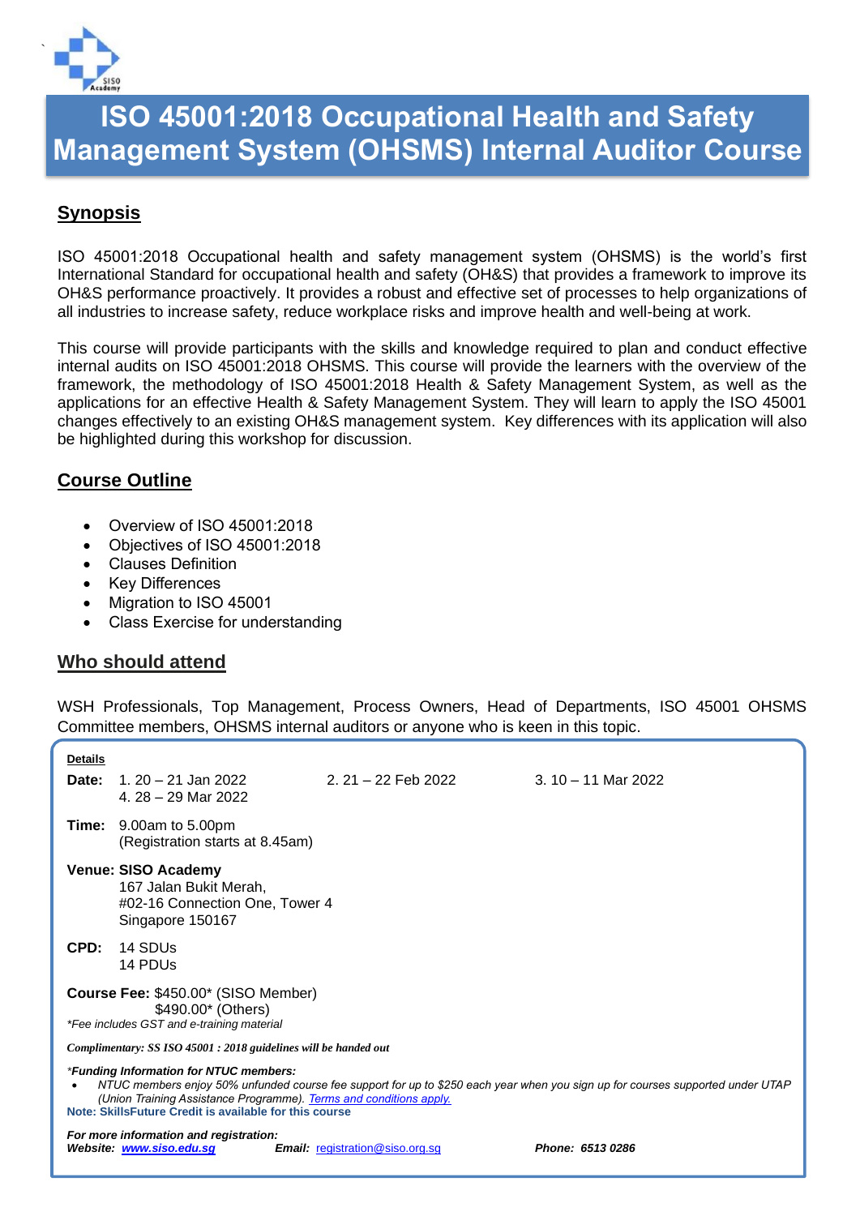# ISO 45001:2018 Occupational Health and Safety Management System (OHSMS) Internal Auditor Course

## Synopsis

ISO 45001:2018 Occupational health and safety management system (OHSMS) is the world's first International Standard for occupational health and safety (OH&S) that provides a framework to improve its OH&S performance proactively. It provides a robust and effective set of processes to help organizations of all industries to increase safety, reduce workplace risks and improve health and well-being at work.

This course will provide participants with the skills and knowledge required to plan and conduct effective internal audits on ISO 45001:2018 OHSMS. This course will provide the learners with the overview of the framework, the methodology of ISO 45001:2018 Health & Safety Management System, as well as the applications for an effective Health & Safety Management System. They will learn to apply the ISO 45001 changes effectively to an existing OH&S management system. Key differences with its application will also be highlighted during this workshop for discussion.

## Course Outline

- Overview of ISO 45001:2018
- Objectives of ISO 45001:2018
- Clauses Definition
- Key Differences
- Migration to ISO 45001
- Class Exercise for understanding

## Who should attend

WSH Professionals, Top Management, Process Owners, Head of Departments, ISO 45001 OHSMS Committee members, OHSMS internal auditors or anyone who is keen in this topic.

**Details**

**Date:** 1. 20 – 21 Jan 2022 &nbsp;&nbsp; 2. 21 – 22 Feb 2022 &nbsp;&nbsp; 3. 10 – 11 Mar 2022
4. 28 – 29 Mar 2022

**Time:** 9.00am to 5.00pm
(Registration starts at 8.45am)

**Venue: SISO Academy**
167 Jalan Bukit Merah,
#02-16 Connection One, Tower 4
Singapore 150167

**CPD:** 14 SDUs
14 PDUs

**Course Fee:** $450.00* (SISO Member)
$490.00* (Others)
*Fee includes GST and e-training material*

***Complimentary: SS ISO 45001 : 2018 guidelines will be handed out***

***Funding Information for NTUC members:***

- *NTUC members enjoy 50% unfunded course fee support for up to $250 each year when you sign up for courses supported under UTAP (Union Training Assistance Programme). Terms and conditions apply.*

**Note: SkillsFuture Credit is available for this course**

***For more information and registration:***
***Website:*** ***www.siso.edu.sg*** &nbsp;&nbsp; ***Email:*** registration@siso.org.sg &nbsp;&nbsp; ***Phone: 6513 0286***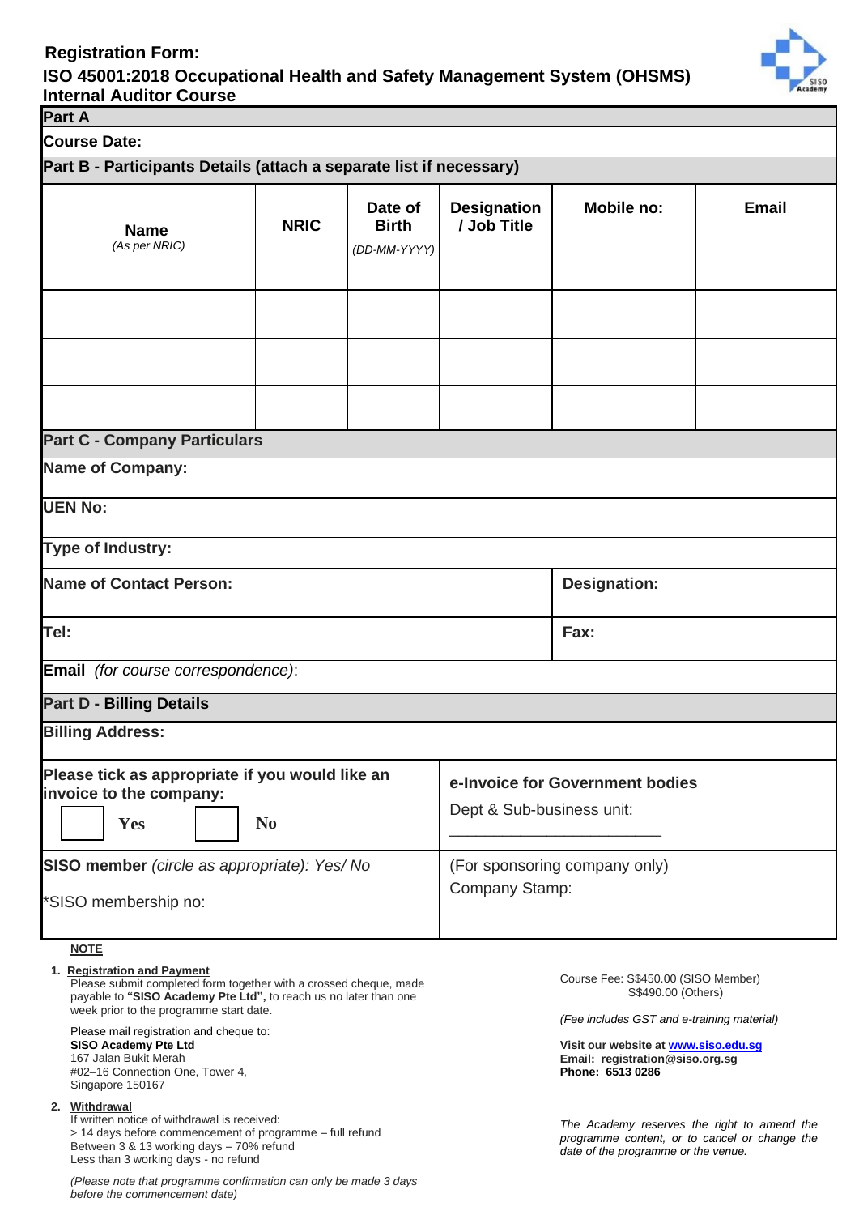## Registration Form:

## ISO 45001:2018 Occupational Health and Safety Management System (OHSMS) Internal Auditor Course

**Part A**

**Course Date:**

**Part B - Participants Details (attach a separate list if necessary)**

| **Name** *(As per NRIC)* | **NRIC** | **Date of Birth** *(DD-MM-YYYY)* | **Designation / Job Title** | **Mobile no:** | **Email** |
|---|---|---|---|---|---|
| | | | | | |
| | | | | | |
| | | | | | |

**Part C - Company Particulars**

**Name of Company:**

**UEN No:**

**Type of Industry:**

| | |
|---|---|
| **Name of Contact Person:** | **Designation:** |
| **Tel:** | **Fax:** |

**Email** *(for course correspondence)*:

**Part D - Billing Details**

**Billing Address:**

| | |
|---|---|
| **Please tick as appropriate if you would like an invoice to the company:** ☐ **Yes** ☐ **No** | **e-Invoice for Government bodies** Dept & Sub-business unit: ________________________ |
| **SISO member** *(circle as appropriate): Yes/ No* *SISO membership no: | (For sponsoring company only) Company Stamp: |

**NOTE**

1. **Registration and Payment**
   Please submit completed form together with a crossed cheque, made payable to **"SISO Academy Pte Ltd",** to reach us no later than one week prior to the programme start date.

   Please mail registration and cheque to:
   **SISO Academy Pte Ltd**
   167 Jalan Bukit Merah
   #02–16 Connection One, Tower 4,
   Singapore 150167

2. **Withdrawal**
   If written notice of withdrawal is received:
   > 14 days before commencement of programme – full refund
   Between 3 & 13 working days – 70% refund
   Less than 3 working days - no refund

   *(Please note that programme confirmation can only be made 3 days before the commencement date)*

Course Fee: S$450.00 (SISO Member)
S$490.00 (Others)

*(Fee includes GST and e-training material)*

**Visit our website at www.siso.edu.sg**
**Email: registration@siso.org.sg**
**Phone: 6513 0286**

*The Academy reserves the right to amend the programme content, or to cancel or change the date of the programme or the venue.*